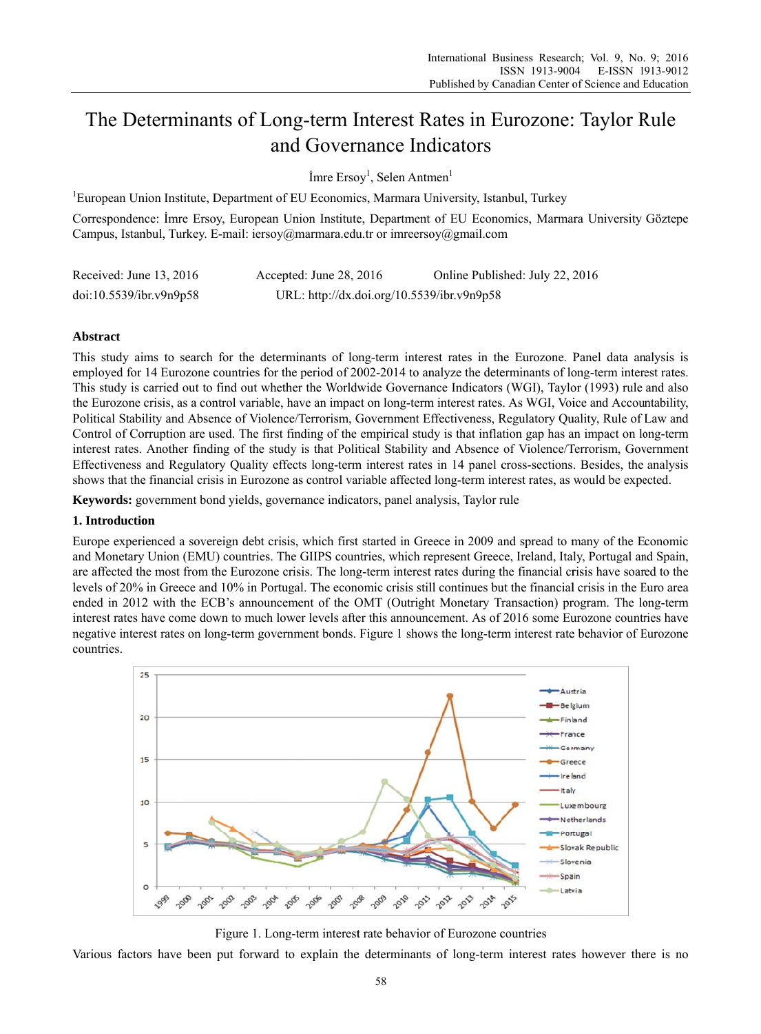# The Determinants of Long-term Interest Rates in Eurozone: Taylor Rule and Governance Indicators

İmre Ersoy[1], Selen Antmen[1]

[1]European Union Institute, Department of EU Economics, Marmara University, Istanbul, Turkey

Correspondence: İmre Ersoy, European Union Institute, Department of EU Economics, Marmara University Göztepe Campus, Istanbul, Turkey. E-mail: iersoy@marmara.edu.tr or imreersoy@gmail.com

Received: June 13, 2016 Accepted: June 28, 2016 Online Published: July 22, 2016

doi:10.5539/ibr.v9n9p58 URL: http://dx.doi.org/10.5539/ibr.v9n9p58

## Abstract

This study aims to search for the determinants of long-term interest rates in the Eurozone. Panel data analysis is employed for 14 Eurozone countries for the period of 2002-2014 to analyze the determinants of long-term interest rates. This study is carried out to find out whether the Worldwide Governance Indicators (WGI), Taylor (1993) rule and also the Eurozone crisis, as a control variable, have an impact on long-term interest rates. As WGI, Voice and Accountability, Political Stability and Absence of Violence/Terrorism, Government Effectiveness, Regulatory Quality, Rule of Law and Control of Corruption are used. The first finding of the empirical study is that inflation gap has an impact on long-term interest rates. Another finding of the study is that Political Stability and Absence of Violence/Terrorism, Government Effectiveness and Regulatory Quality effects long-term interest rates in 14 panel cross-sections. Besides, the analysis shows that the financial crisis in Eurozone as control variable affected long-term interest rates, as would be expected.

**Keywords:** government bond yields, governance indicators, panel analysis, Taylor rule

## 1. Introduction

Europe experienced a sovereign debt crisis, which first started in Greece in 2009 and spread to many of the Economic and Monetary Union (EMU) countries. The GIIPS countries, which represent Greece, Ireland, Italy, Portugal and Spain, are affected the most from the Eurozone crisis. The long-term interest rates during the financial crisis have soared to the levels of 20% in Greece and 10% in Portugal. The economic crisis still continues but the financial crisis in the Euro area ended in 2012 with the ECB's announcement of the OMT (Outright Monetary Transaction) program. The long-term interest rates have come down to much lower levels after this announcement. As of 2016 some Eurozone countries have negative interest rates on long-term government bonds. Figure 1 shows the long-term interest rate behavior of Eurozone countries.

Figure 1. Long-term interest rate behavior of Eurozone countries

Various factors have been put forward to explain the determinants of long-term interest rates however there is no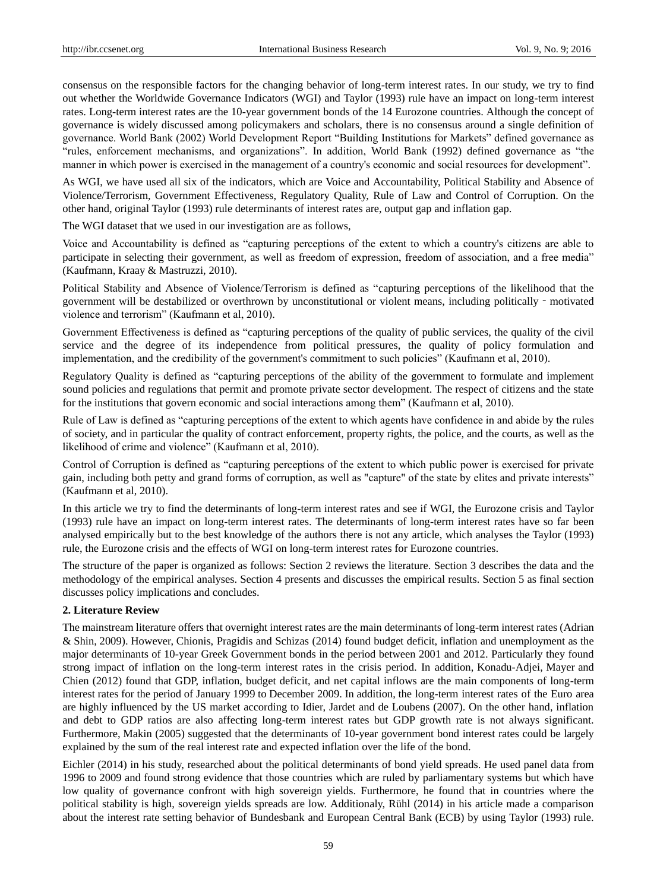consensus on the responsible factors for the changing behavior of long-term interest rates. In our study, we try to find out whether the Worldwide Governance Indicators (WGI) and Taylor (1993) rule have an impact on long-term interest rates. Long-term interest rates are the 10-year government bonds of the 14 Eurozone countries. Although the concept of governance is widely discussed among policymakers and scholars, there is no consensus around a single definition of governance. World Bank (2002) World Development Report "Building Institutions for Markets" defined governance as "rules, enforcement mechanisms, and organizations". In addition, World Bank (1992) defined governance as "the manner in which power is exercised in the management of a country's economic and social resources for development".

As WGI, we have used all six of the indicators, which are Voice and Accountability, Political Stability and Absence of Violence/Terrorism, Government Effectiveness, Regulatory Quality, Rule of Law and Control of Corruption. On the other hand, original Taylor (1993) rule determinants of interest rates are, output gap and inflation gap.

The WGI dataset that we used in our investigation are as follows,

Voice and Accountability is defined as "capturing perceptions of the extent to which a country's citizens are able to participate in selecting their government, as well as freedom of expression, freedom of association, and a free media" (Kaufmann, Kraay & Mastruzzi, 2010).

Political Stability and Absence of Violence/Terrorism is defined as "capturing perceptions of the likelihood that the government will be destabilized or overthrown by unconstitutional or violent means, including politically - motivated violence and terrorism" (Kaufmann et al, 2010).

Government Effectiveness is defined as "capturing perceptions of the quality of public services, the quality of the civil service and the degree of its independence from political pressures, the quality of policy formulation and implementation, and the credibility of the government's commitment to such policies" (Kaufmann et al, 2010).

Regulatory Quality is defined as "capturing perceptions of the ability of the government to formulate and implement sound policies and regulations that permit and promote private sector development. The respect of citizens and the state for the institutions that govern economic and social interactions among them" (Kaufmann et al, 2010).

Rule of Law is defined as "capturing perceptions of the extent to which agents have confidence in and abide by the rules of society, and in particular the quality of contract enforcement, property rights, the police, and the courts, as well as the likelihood of crime and violence" (Kaufmann et al, 2010).

Control of Corruption is defined as "capturing perceptions of the extent to which public power is exercised for private gain, including both petty and grand forms of corruption, as well as "capture" of the state by elites and private interests" (Kaufmann et al, 2010).

In this article we try to find the determinants of long-term interest rates and see if WGI, the Eurozone crisis and Taylor (1993) rule have an impact on long-term interest rates. The determinants of long-term interest rates have so far been analysed empirically but to the best knowledge of the authors there is not any article, which analyses the Taylor (1993) rule, the Eurozone crisis and the effects of WGI on long-term interest rates for Eurozone countries.

The structure of the paper is organized as follows: Section 2 reviews the literature. Section 3 describes the data and the methodology of the empirical analyses. Section 4 presents and discusses the empirical results. Section 5 as final section discusses policy implications and concludes.

## 2. Literature Review

The mainstream literature offers that overnight interest rates are the main determinants of long-term interest rates (Adrian & Shin, 2009). However, Chionis, Pragidis and Schizas (2014) found budget deficit, inflation and unemployment as the major determinants of 10-year Greek Government bonds in the period between 2001 and 2012. Particularly they found strong impact of inflation on the long-term interest rates in the crisis period. In addition, Konadu-Adjei, Mayer and Chien (2012) found that GDP, inflation, budget deficit, and net capital inflows are the main components of long-term interest rates for the period of January 1999 to December 2009. In addition, the long-term interest rates of the Euro area are highly influenced by the US market according to Idier, Jardet and de Loubens (2007). On the other hand, inflation and debt to GDP ratios are also affecting long-term interest rates but GDP growth rate is not always significant. Furthermore, Makin (2005) suggested that the determinants of 10-year government bond interest rates could be largely explained by the sum of the real interest rate and expected inflation over the life of the bond.

Eichler (2014) in his study, researched about the political determinants of bond yield spreads. He used panel data from 1996 to 2009 and found strong evidence that those countries which are ruled by parliamentary systems but which have low quality of governance confront with high sovereign yields. Furthermore, he found that in countries where the political stability is high, sovereign yields spreads are low. Additionaly, Rühl (2014) in his article made a comparison about the interest rate setting behavior of Bundesbank and European Central Bank (ECB) by using Taylor (1993) rule.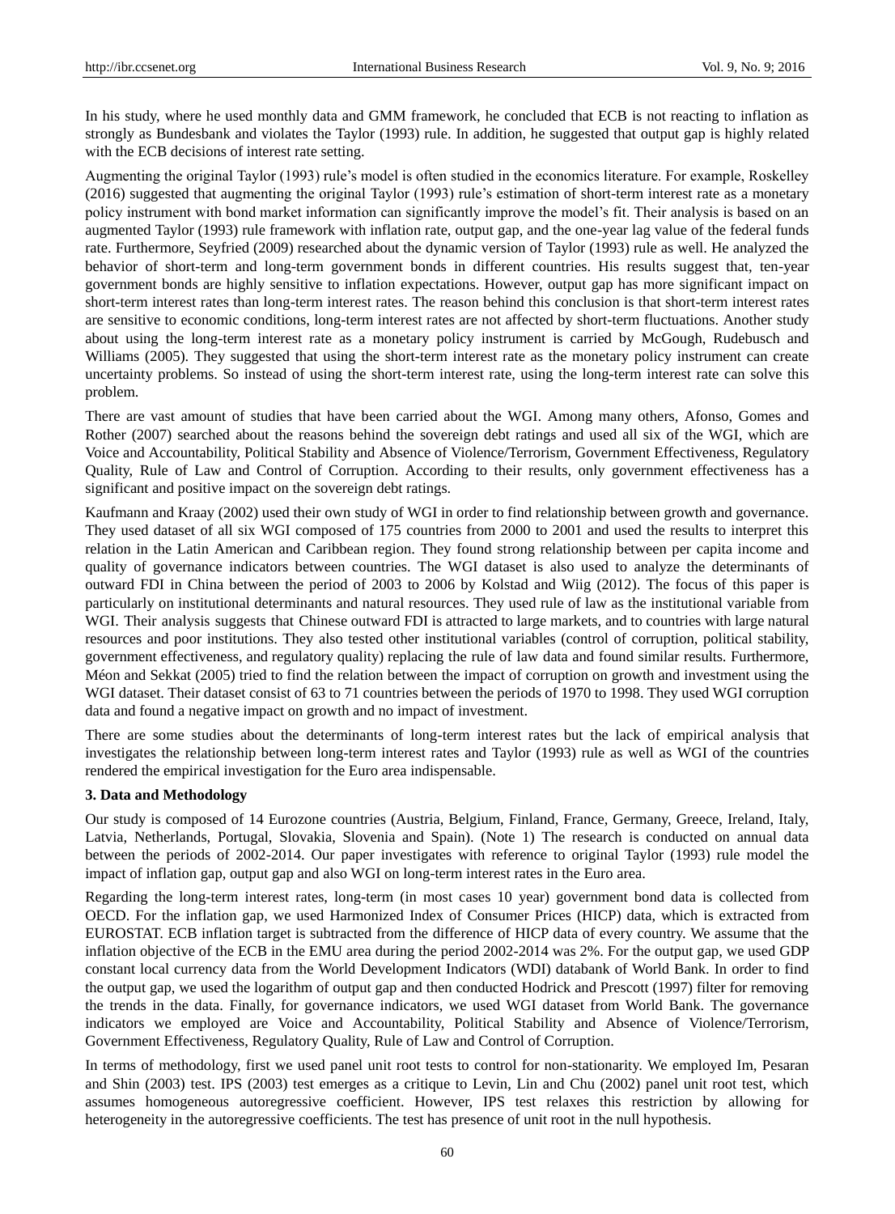In his study, where he used monthly data and GMM framework, he concluded that ECB is not reacting to inflation as strongly as Bundesbank and violates the Taylor (1993) rule. In addition, he suggested that output gap is highly related with the ECB decisions of interest rate setting.

Augmenting the original Taylor (1993) rule's model is often studied in the economics literature. For example, Roskelley (2016) suggested that augmenting the original Taylor (1993) rule's estimation of short-term interest rate as a monetary policy instrument with bond market information can significantly improve the model's fit. Their analysis is based on an augmented Taylor (1993) rule framework with inflation rate, output gap, and the one-year lag value of the federal funds rate. Furthermore, Seyfried (2009) researched about the dynamic version of Taylor (1993) rule as well. He analyzed the behavior of short-term and long-term government bonds in different countries. His results suggest that, ten-year government bonds are highly sensitive to inflation expectations. However, output gap has more significant impact on short-term interest rates than long-term interest rates. The reason behind this conclusion is that short-term interest rates are sensitive to economic conditions, long-term interest rates are not affected by short-term fluctuations. Another study about using the long-term interest rate as a monetary policy instrument is carried by McGough, Rudebusch and Williams (2005). They suggested that using the short-term interest rate as the monetary policy instrument can create uncertainty problems. So instead of using the short-term interest rate, using the long-term interest rate can solve this problem.

There are vast amount of studies that have been carried about the WGI. Among many others, Afonso, Gomes and Rother (2007) searched about the reasons behind the sovereign debt ratings and used all six of the WGI, which are Voice and Accountability, Political Stability and Absence of Violence/Terrorism, Government Effectiveness, Regulatory Quality, Rule of Law and Control of Corruption. According to their results, only government effectiveness has a significant and positive impact on the sovereign debt ratings.

Kaufmann and Kraay (2002) used their own study of WGI in order to find relationship between growth and governance. They used dataset of all six WGI composed of 175 countries from 2000 to 2001 and used the results to interpret this relation in the Latin American and Caribbean region. They found strong relationship between per capita income and quality of governance indicators between countries. The WGI dataset is also used to analyze the determinants of outward FDI in China between the period of 2003 to 2006 by Kolstad and Wiig (2012). The focus of this paper is particularly on institutional determinants and natural resources. They used rule of law as the institutional variable from WGI. Their analysis suggests that Chinese outward FDI is attracted to large markets, and to countries with large natural resources and poor institutions. They also tested other institutional variables (control of corruption, political stability, government effectiveness, and regulatory quality) replacing the rule of law data and found similar results. Furthermore, Méon and Sekkat (2005) tried to find the relation between the impact of corruption on growth and investment using the WGI dataset. Their dataset consist of 63 to 71 countries between the periods of 1970 to 1998. They used WGI corruption data and found a negative impact on growth and no impact of investment.

There are some studies about the determinants of long-term interest rates but the lack of empirical analysis that investigates the relationship between long-term interest rates and Taylor (1993) rule as well as WGI of the countries rendered the empirical investigation for the Euro area indispensable.

### 3. Data and Methodology

Our study is composed of 14 Eurozone countries (Austria, Belgium, Finland, France, Germany, Greece, Ireland, Italy, Latvia, Netherlands, Portugal, Slovakia, Slovenia and Spain). (Note 1) The research is conducted on annual data between the periods of 2002-2014. Our paper investigates with reference to original Taylor (1993) rule model the impact of inflation gap, output gap and also WGI on long-term interest rates in the Euro area.

Regarding the long-term interest rates, long-term (in most cases 10 year) government bond data is collected from OECD. For the inflation gap, we used Harmonized Index of Consumer Prices (HICP) data, which is extracted from EUROSTAT. ECB inflation target is subtracted from the difference of HICP data of every country. We assume that the inflation objective of the ECB in the EMU area during the period 2002-2014 was 2%. For the output gap, we used GDP constant local currency data from the World Development Indicators (WDI) databank of World Bank. In order to find the output gap, we used the logarithm of output gap and then conducted Hodrick and Prescott (1997) filter for removing the trends in the data. Finally, for governance indicators, we used WGI dataset from World Bank. The governance indicators we employed are Voice and Accountability, Political Stability and Absence of Violence/Terrorism, Government Effectiveness, Regulatory Quality, Rule of Law and Control of Corruption.

In terms of methodology, first we used panel unit root tests to control for non-stationarity. We employed Im, Pesaran and Shin (2003) test. IPS (2003) test emerges as a critique to Levin, Lin and Chu (2002) panel unit root test, which assumes homogeneous autoregressive coefficient. However, IPS test relaxes this restriction by allowing for heterogeneity in the autoregressive coefficients. The test has presence of unit root in the null hypothesis.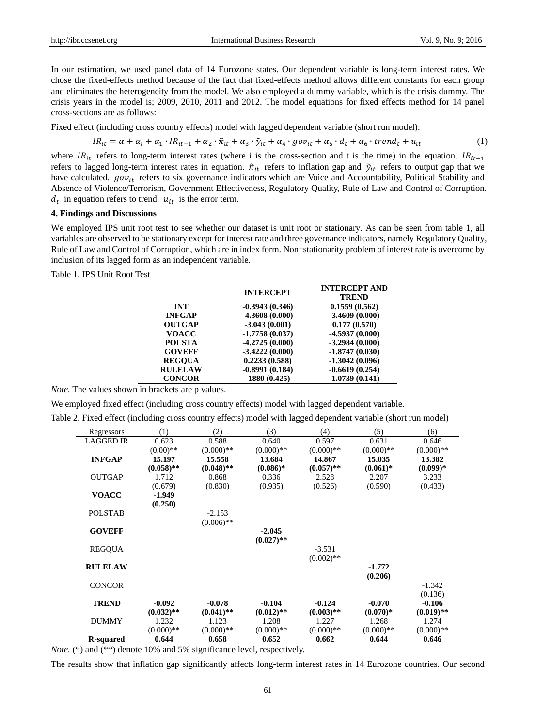In our estimation, we used panel data of 14 Eurozone states. Our dependent variable is long-term interest rates. We chose the fixed-effects method because of the fact that fixed-effects method allows different constants for each group and eliminates the heterogeneity from the model. We also employed a dummy variable, which is the crisis dummy. The crisis years in the model is; 2009, 2010, 2011 and 2012. The model equations for fixed effects method for 14 panel cross-sections are as follows:

Fixed effect (including cross country effects) model with lagged dependent variable (short run model):

$$IR_{it} = \alpha + \alpha_i + \alpha_1 \cdot IR_{it-1} + \alpha_2 \cdot \tilde{\pi}_{it} + \alpha_3 \cdot \tilde{y}_{it} + \alpha_4 \cdot gov_{it} + \alpha_5 \cdot d_t + \alpha_6 \cdot trend_t + u_{it} \quad (1)$$

where $IR_{it}$ refers to long-term interest rates (where i is the cross-section and t is the time) in the equation. $IR_{it-1}$ refers to lagged long-term interest rates in equation. $\tilde{\pi}_{it}$ refers to inflation gap and $\tilde{y}_{it}$ refers to output gap that we have calculated. $gov_{it}$ refers to six governance indicators which are Voice and Accountability, Political Stability and Absence of Violence/Terrorism, Government Effectiveness, Regulatory Quality, Rule of Law and Control of Corruption. $d_t$ in equation refers to trend. $u_{it}$ is the error term.

#### 4. Findings and Discussions

We employed IPS unit root test to see whether our dataset is unit root or stationary. As can be seen from table 1, all variables are observed to be stationary except for interest rate and three governance indicators, namely Regulatory Quality, Rule of Law and Control of Corruption, which are in index form. Non-stationarity problem of interest rate is overcome by inclusion of its lagged form as an independent variable.

Table 1. IPS Unit Root Test

| | **INTERCEPT** | **INTERCEPT AND TREND** |
|---|---|---|
| **INT** | **-0.3943 (0.346)** | **0.1559 (0.562)** |
| **INFGAP** | **-4.3608 (0.000)** | **-3.4609 (0.000)** |
| **OUTGAP** | **-3.043 (0.001)** | **0.177 (0.570)** |
| **VOACC** | **-1.7758 (0.037)** | **-4.5937 (0.000)** |
| **POLSTA** | **-4.2725 (0.000)** | **-3.2984 (0.000)** |
| **GOVEFF** | **-3.4222 (0.000)** | **-1.8747 (0.030)** |
| **REGQUA** | **0.2233 (0.588)** | **-1.3042 (0.096)** |
| **RULELAW** | **-0.8991 (0.184)** | **-0.6619 (0.254)** |
| **CONCOR** | **-1880 (0.425)** | **-1.0739 (0.141)** |

*Note.* The values shown in brackets are p values.

We employed fixed effect (including cross country effects) model with lagged dependent variable.

Table 2. Fixed effect (including cross country effects) model with lagged dependent variable (short run model)

| Regressors | (1) | (2) | (3) | (4) | (5) | (6) |
|---|---|---|---|---|---|---|
| LAGGED IR | 0.623 (0.00)** | 0.588 (0.000)** | 0.640 (0.000)** | 0.597 (0.000)** | 0.631 (0.000)** | 0.646 (0.000)** |
| **INFGAP** | **15.197 (0.058)**** | **15.558 (0.048)**** | **13.684 (0.086)*** | **14.867 (0.057)**** | **15.035 (0.061)*** | **13.382 (0.099)*** |
| OUTGAP | 1.712 (0.679) | 0.868 (0.830) | 0.336 (0.935) | 2.528 (0.526) | 2.207 (0.590) | 3.233 (0.433) |
| **VOACC** | **-1.949 (0.250)** | | | | | |
| POLSTAB | | -2.153 (0.006)** | | | | |
| **GOVEFF** | | | **-2.045 (0.027)**** | | | |
| REGQUA | | | | -3.531 (0.002)** | | |
| **RULELAW** | | | | | **-1.772 (0.206)** | |
| CONCOR | | | | | | -1.342 (0.136) |
| **TREND** | **-0.092 (0.032)**** | **-0.078 (0.041)**** | **-0.104 (0.012)**** | **-0.124 (0.003)**** | **-0.070 (0.070)*** | **-0.106 (0.019)**** |
| DUMMY | 1.232 (0.000)** | 1.123 (0.000)** | 1.208 (0.000)** | 1.227 (0.000)** | 1.268 (0.000)** | 1.274 (0.000)** |
| **R-squared** | **0.644** | **0.658** | **0.652** | **0.662** | **0.644** | **0.646** |

*Note.* (*) and (**) denote 10% and 5% significance level, respectively.

The results show that inflation gap significantly affects long-term interest rates in 14 Eurozone countries. Our second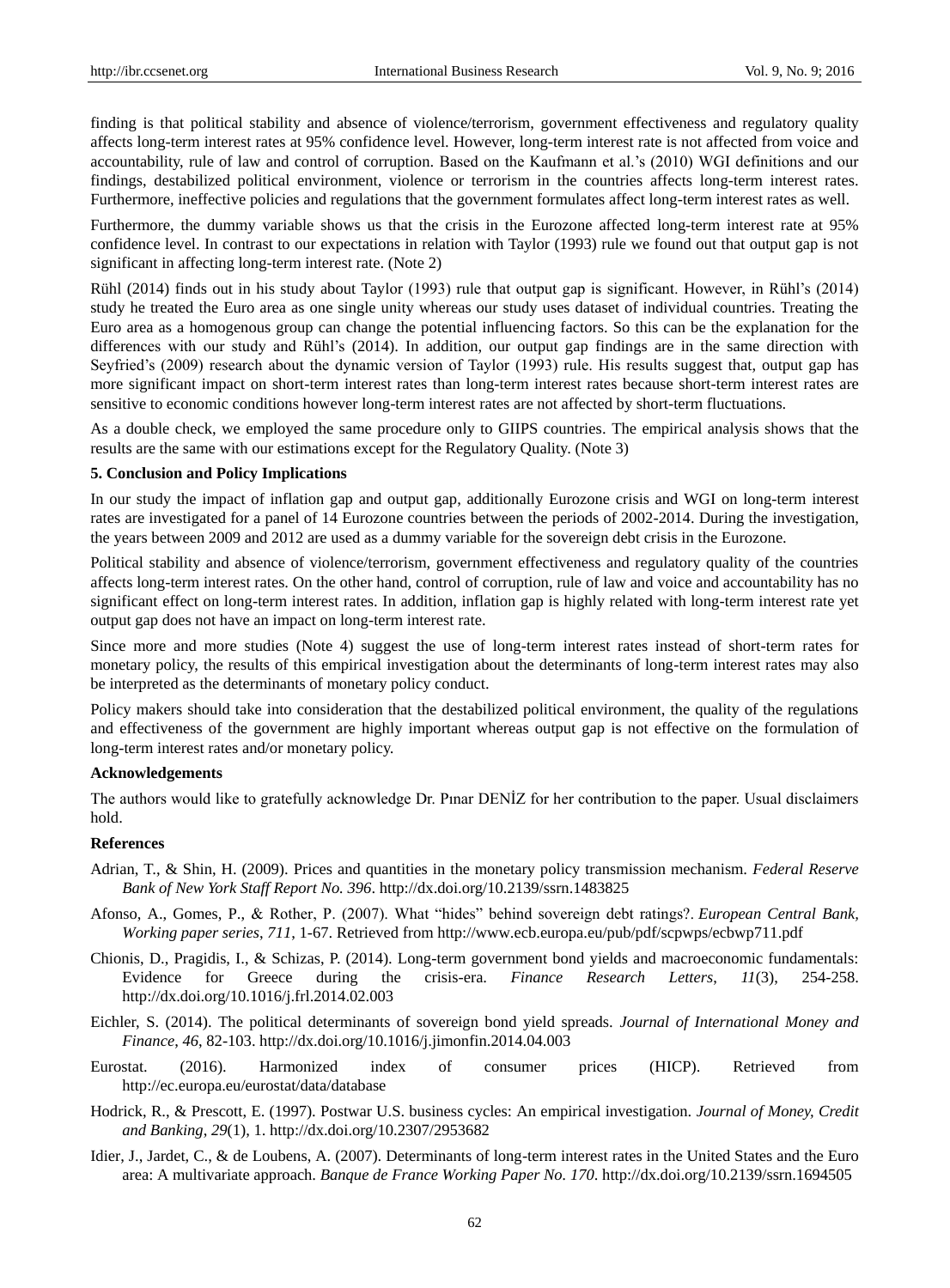finding is that political stability and absence of violence/terrorism, government effectiveness and regulatory quality affects long-term interest rates at 95% confidence level. However, long-term interest rate is not affected from voice and accountability, rule of law and control of corruption. Based on the Kaufmann et al.'s (2010) WGI definitions and our findings, destabilized political environment, violence or terrorism in the countries affects long-term interest rates. Furthermore, ineffective policies and regulations that the government formulates affect long-term interest rates as well.

Furthermore, the dummy variable shows us that the crisis in the Eurozone affected long-term interest rate at 95% confidence level. In contrast to our expectations in relation with Taylor (1993) rule we found out that output gap is not significant in affecting long-term interest rate. (Note 2)

Rühl (2014) finds out in his study about Taylor (1993) rule that output gap is significant. However, in Rühl's (2014) study he treated the Euro area as one single unity whereas our study uses dataset of individual countries. Treating the Euro area as a homogenous group can change the potential influencing factors. So this can be the explanation for the differences with our study and Rühl's (2014). In addition, our output gap findings are in the same direction with Seyfried's (2009) research about the dynamic version of Taylor (1993) rule. His results suggest that, output gap has more significant impact on short-term interest rates than long-term interest rates because short-term interest rates are sensitive to economic conditions however long-term interest rates are not affected by short-term fluctuations.

As a double check, we employed the same procedure only to GIIPS countries. The empirical analysis shows that the results are the same with our estimations except for the Regulatory Quality. (Note 3)

## 5. Conclusion and Policy Implications

In our study the impact of inflation gap and output gap, additionally Eurozone crisis and WGI on long-term interest rates are investigated for a panel of 14 Eurozone countries between the periods of 2002-2014. During the investigation, the years between 2009 and 2012 are used as a dummy variable for the sovereign debt crisis in the Eurozone.

Political stability and absence of violence/terrorism, government effectiveness and regulatory quality of the countries affects long-term interest rates. On the other hand, control of corruption, rule of law and voice and accountability has no significant effect on long-term interest rates. In addition, inflation gap is highly related with long-term interest rate yet output gap does not have an impact on long-term interest rate.

Since more and more studies (Note 4) suggest the use of long-term interest rates instead of short-term rates for monetary policy, the results of this empirical investigation about the determinants of long-term interest rates may also be interpreted as the determinants of monetary policy conduct.

Policy makers should take into consideration that the destabilized political environment, the quality of the regulations and effectiveness of the government are highly important whereas output gap is not effective on the formulation of long-term interest rates and/or monetary policy.

## Acknowledgements

The authors would like to gratefully acknowledge Dr. Pınar DENİZ for her contribution to the paper. Usual disclaimers hold.

## References

Adrian, T., & Shin, H. (2009). Prices and quantities in the monetary policy transmission mechanism. *Federal Reserve Bank of New York Staff Report No. 396*. http://dx.doi.org/10.2139/ssrn.1483825

Afonso, A., Gomes, P., & Rother, P. (2007). What "hides" behind sovereign debt ratings?. *European Central Bank, Working paper series*, *711*, 1-67. Retrieved from http://www.ecb.europa.eu/pub/pdf/scpwps/ecbwp711.pdf

Chionis, D., Pragidis, I., & Schizas, P. (2014). Long-term government bond yields and macroeconomic fundamentals: Evidence for Greece during the crisis-era. *Finance Research Letters*, *11*(3), 254-258. http://dx.doi.org/10.1016/j.frl.2014.02.003

Eichler, S. (2014). The political determinants of sovereign bond yield spreads. *Journal of International Money and Finance*, *46*, 82-103. http://dx.doi.org/10.1016/j.jimonfin.2014.04.003

Eurostat. (2016). Harmonized index of consumer prices (HICP). Retrieved from http://ec.europa.eu/eurostat/data/database

Hodrick, R., & Prescott, E. (1997). Postwar U.S. business cycles: An empirical investigation. *Journal of Money, Credit and Banking*, *29*(1), 1. http://dx.doi.org/10.2307/2953682

Idier, J., Jardet, C., & de Loubens, A. (2007). Determinants of long-term interest rates in the United States and the Euro area: A multivariate approach. *Banque de France Working Paper No. 170*. http://dx.doi.org/10.2139/ssrn.1694505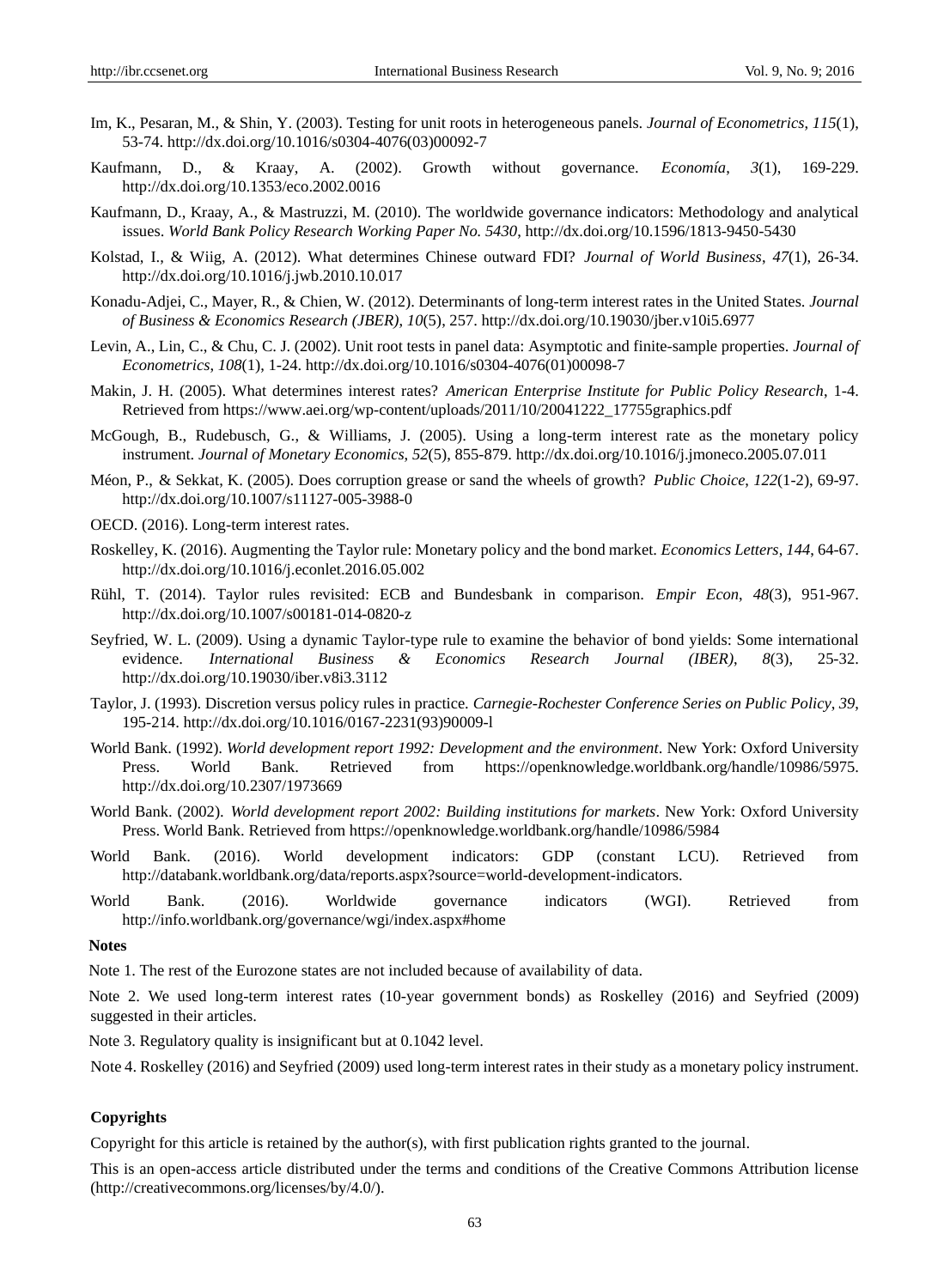Im, K., Pesaran, M., & Shin, Y. (2003). Testing for unit roots in heterogeneous panels. *Journal of Econometrics*, *115*(1), 53-74. http://dx.doi.org/10.1016/s0304-4076(03)00092-7

Kaufmann, D., & Kraay, A. (2002). Growth without governance. *Economía*, *3*(1), 169-229. http://dx.doi.org/10.1353/eco.2002.0016

Kaufmann, D., Kraay, A., & Mastruzzi, M. (2010). The worldwide governance indicators: Methodology and analytical issues. *World Bank Policy Research Working Paper No. 5430*, http://dx.doi.org/10.1596/1813-9450-5430

Kolstad, I., & Wiig, A. (2012). What determines Chinese outward FDI? *Journal of World Business*, *47*(1), 26-34. http://dx.doi.org/10.1016/j.jwb.2010.10.017

Konadu-Adjei, C., Mayer, R., & Chien, W. (2012). Determinants of long-term interest rates in the United States. *Journal of Business & Economics Research (JBER)*, *10*(5), 257. http://dx.doi.org/10.19030/jber.v10i5.6977

Levin, A., Lin, C., & Chu, C. J. (2002). Unit root tests in panel data: Asymptotic and finite-sample properties. *Journal of Econometrics*, *108*(1), 1-24. http://dx.doi.org/10.1016/s0304-4076(01)00098-7

Makin, J. H. (2005). What determines interest rates? *American Enterprise Institute for Public Policy Research*, 1-4. Retrieved from https://www.aei.org/wp-content/uploads/2011/10/20041222_17755graphics.pdf

McGough, B., Rudebusch, G., & Williams, J. (2005). Using a long-term interest rate as the monetary policy instrument. *Journal of Monetary Economics*, *52*(5), 855-879. http://dx.doi.org/10.1016/j.jmoneco.2005.07.011

Méon, P., & Sekkat, K. (2005). Does corruption grease or sand the wheels of growth? *Public Choice*, *122*(1-2), 69-97. http://dx.doi.org/10.1007/s11127-005-3988-0

OECD. (2016). Long-term interest rates.

Roskelley, K. (2016). Augmenting the Taylor rule: Monetary policy and the bond market. *Economics Letters*, *144*, 64-67. http://dx.doi.org/10.1016/j.econlet.2016.05.002

Rühl, T. (2014). Taylor rules revisited: ECB and Bundesbank in comparison. *Empir Econ*, *48*(3), 951-967. http://dx.doi.org/10.1007/s00181-014-0820-z

Seyfried, W. L. (2009). Using a dynamic Taylor-type rule to examine the behavior of bond yields: Some international evidence. *International Business & Economics Research Journal (IBER)*, *8*(3), 25-32. http://dx.doi.org/10.19030/iber.v8i3.3112

Taylor, J. (1993). Discretion versus policy rules in practice. *Carnegie-Rochester Conference Series on Public Policy*, *39*, 195-214. http://dx.doi.org/10.1016/0167-2231(93)90009-l

World Bank. (1992). *World development report 1992: Development and the environment*. New York: Oxford University Press. World Bank. Retrieved from https://openknowledge.worldbank.org/handle/10986/5975. http://dx.doi.org/10.2307/1973669

World Bank. (2002). *World development report 2002: Building institutions for markets*. New York: Oxford University Press. World Bank. Retrieved from https://openknowledge.worldbank.org/handle/10986/5984

World Bank. (2016). World development indicators: GDP (constant LCU). Retrieved from http://databank.worldbank.org/data/reports.aspx?source=world-development-indicators.

World Bank. (2016). Worldwide governance indicators (WGI). Retrieved from http://info.worldbank.org/governance/wgi/index.aspx#home

## Notes

Note 1. The rest of the Eurozone states are not included because of availability of data.

Note 2. We used long-term interest rates (10-year government bonds) as Roskelley (2016) and Seyfried (2009) suggested in their articles.

Note 3. Regulatory quality is insignificant but at 0.1042 level.

Note 4. Roskelley (2016) and Seyfried (2009) used long-term interest rates in their study as a monetary policy instrument.

## Copyrights

Copyright for this article is retained by the author(s), with first publication rights granted to the journal.

This is an open-access article distributed under the terms and conditions of the Creative Commons Attribution license (http://creativecommons.org/licenses/by/4.0/).